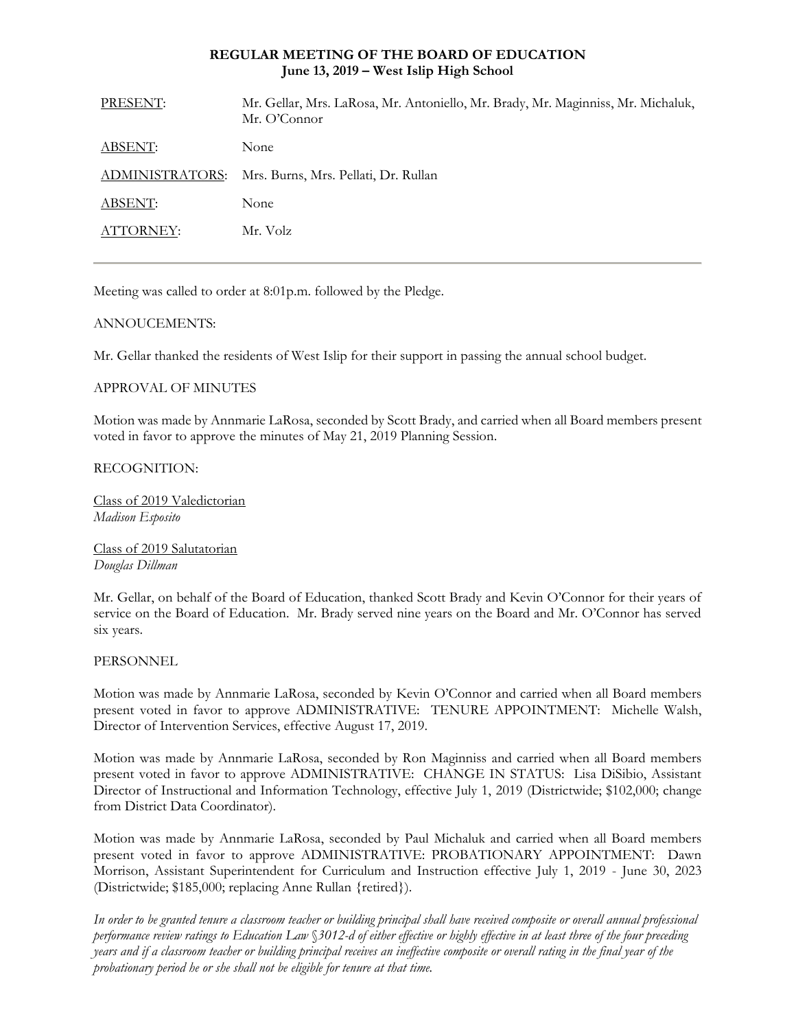**REGULAR MEETING OF THE BOARD OF EDUCATION**
**June 13, 2019 – West Islip High School**

| | |
|---|---|
| PRESENT: | Mr. Gellar, Mrs. LaRosa, Mr. Antoniello, Mr. Brady, Mr. Maginniss, Mr. Michaluk, Mr. O'Connor |
| ABSENT: | None |
| ADMINISTRATORS: | Mrs. Burns, Mrs. Pellati, Dr. Rullan |
| ABSENT: | None |
| ATTORNEY: | Mr. Volz |

---

Meeting was called to order at 8:01p.m. followed by the Pledge.

ANNOUCEMENTS:

Mr. Gellar thanked the residents of West Islip for their support in passing the annual school budget.

APPROVAL OF MINUTES

Motion was made by Annmarie LaRosa, seconded by Scott Brady, and carried when all Board members present voted in favor to approve the minutes of May 21, 2019 Planning Session.

RECOGNITION:

Class of 2019 Valedictorian
*Madison Esposito*

Class of 2019 Salutatorian
*Douglas Dillman*

Mr. Gellar, on behalf of the Board of Education, thanked Scott Brady and Kevin O'Connor for their years of service on the Board of Education. Mr. Brady served nine years on the Board and Mr. O'Connor has served six years.

PERSONNEL

Motion was made by Annmarie LaRosa, seconded by Kevin O'Connor and carried when all Board members present voted in favor to approve ADMINISTRATIVE: TENURE APPOINTMENT: Michelle Walsh, Director of Intervention Services, effective August 17, 2019.

Motion was made by Annmarie LaRosa, seconded by Ron Maginniss and carried when all Board members present voted in favor to approve ADMINISTRATIVE: CHANGE IN STATUS: Lisa DiSibio, Assistant Director of Instructional and Information Technology, effective July 1, 2019 (Districtwide; $102,000; change from District Data Coordinator).

Motion was made by Annmarie LaRosa, seconded by Paul Michaluk and carried when all Board members present voted in favor to approve ADMINISTRATIVE: PROBATIONARY APPOINTMENT: Dawn Morrison, Assistant Superintendent for Curriculum and Instruction effective July 1, 2019 - June 30, 2023 (Districtwide; $185,000; replacing Anne Rullan {retired}).

*In order to be granted tenure a classroom teacher or building principal shall have received composite or overall annual professional performance review ratings to Education Law §3012-d of either effective or highly effective in at least three of the four preceding years and if a classroom teacher or building principal receives an ineffective composite or overall rating in the final year of the probationary period he or she shall not be eligible for tenure at that time.*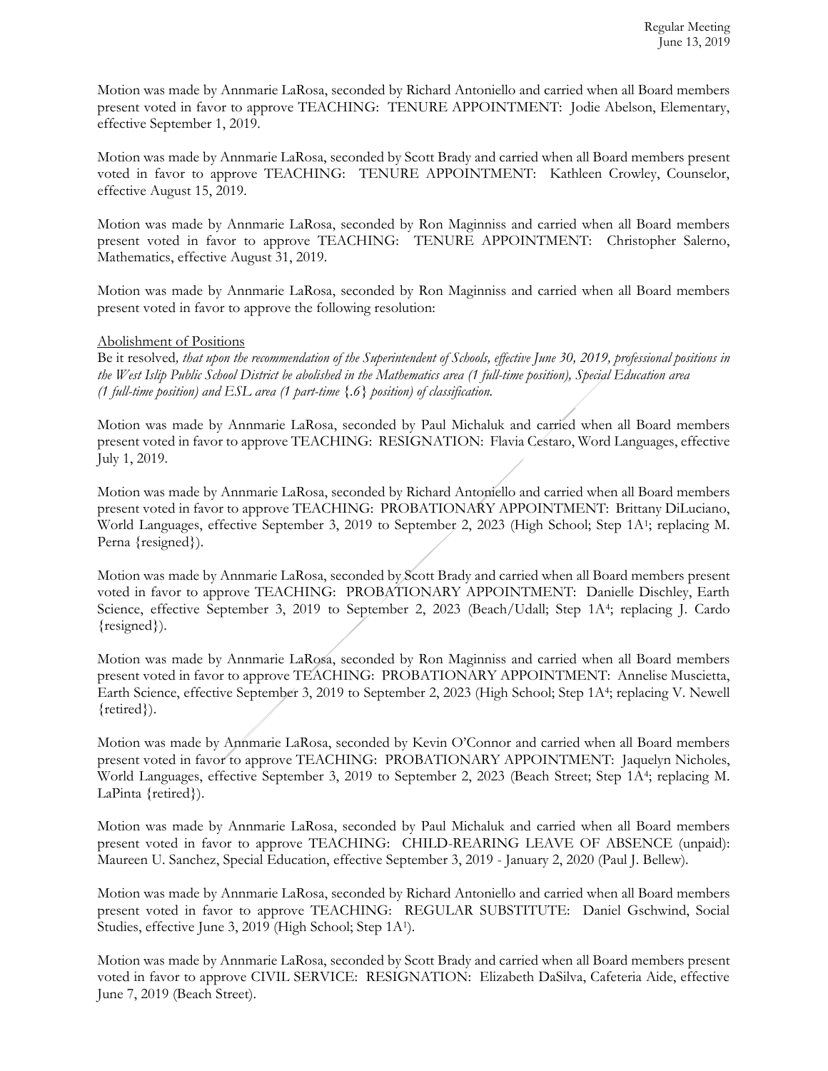Motion was made by Annmarie LaRosa, seconded by Richard Antoniello and carried when all Board members present voted in favor to approve TEACHING: TENURE APPOINTMENT: Jodie Abelson, Elementary, effective September 1, 2019.

Motion was made by Annmarie LaRosa, seconded by Scott Brady and carried when all Board members present voted in favor to approve TEACHING: TENURE APPOINTMENT: Kathleen Crowley, Counselor, effective August 15, 2019.

Motion was made by Annmarie LaRosa, seconded by Ron Maginniss and carried when all Board members present voted in favor to approve TEACHING: TENURE APPOINTMENT: Christopher Salerno, Mathematics, effective August 31, 2019.

Motion was made by Annmarie LaRosa, seconded by Ron Maginniss and carried when all Board members present voted in favor to approve the following resolution:

Abolishment of Positions

Be it resolved*, that upon the recommendation of the Superintendent of Schools, effective June 30, 2019, professional positions in the West Islip Public School District be abolished in the Mathematics area (1 full-time position), Special Education area (1 full-time position) and ESL area (1 part-time {.6} position) of classification.*

Motion was made by Annmarie LaRosa, seconded by Paul Michaluk and carried when all Board members present voted in favor to approve TEACHING: RESIGNATION: Flavia Cestaro, Word Languages, effective July 1, 2019.

Motion was made by Annmarie LaRosa, seconded by Richard Antoniello and carried when all Board members present voted in favor to approve TEACHING: PROBATIONARY APPOINTMENT: Brittany DiLuciano, World Languages, effective September 3, 2019 to September 2, 2023 (High School; Step 1A[1]; replacing M. Perna {resigned}).

Motion was made by Annmarie LaRosa, seconded by Scott Brady and carried when all Board members present voted in favor to approve TEACHING: PROBATIONARY APPOINTMENT: Danielle Dischley, Earth Science, effective September 3, 2019 to September 2, 2023 (Beach/Udall; Step 1A[4]; replacing J. Cardo {resigned}).

Motion was made by Annmarie LaRosa, seconded by Ron Maginniss and carried when all Board members present voted in favor to approve TEACHING: PROBATIONARY APPOINTMENT: Annelise Muscietta, Earth Science, effective September 3, 2019 to September 2, 2023 (High School; Step 1A[4]; replacing V. Newell {retired}).

Motion was made by Annmarie LaRosa, seconded by Kevin O'Connor and carried when all Board members present voted in favor to approve TEACHING: PROBATIONARY APPOINTMENT: Jaquelyn Nicholes, World Languages, effective September 3, 2019 to September 2, 2023 (Beach Street; Step 1A[4]; replacing M. LaPinta {retired}).

Motion was made by Annmarie LaRosa, seconded by Paul Michaluk and carried when all Board members present voted in favor to approve TEACHING: CHILD-REARING LEAVE OF ABSENCE (unpaid): Maureen U. Sanchez, Special Education, effective September 3, 2019 - January 2, 2020 (Paul J. Bellew).

Motion was made by Annmarie LaRosa, seconded by Richard Antoniello and carried when all Board members present voted in favor to approve TEACHING: REGULAR SUBSTITUTE: Daniel Gschwind, Social Studies, effective June 3, 2019 (High School; Step 1A[1]).

Motion was made by Annmarie LaRosa, seconded by Scott Brady and carried when all Board members present voted in favor to approve CIVIL SERVICE: RESIGNATION: Elizabeth DaSilva, Cafeteria Aide, effective June 7, 2019 (Beach Street).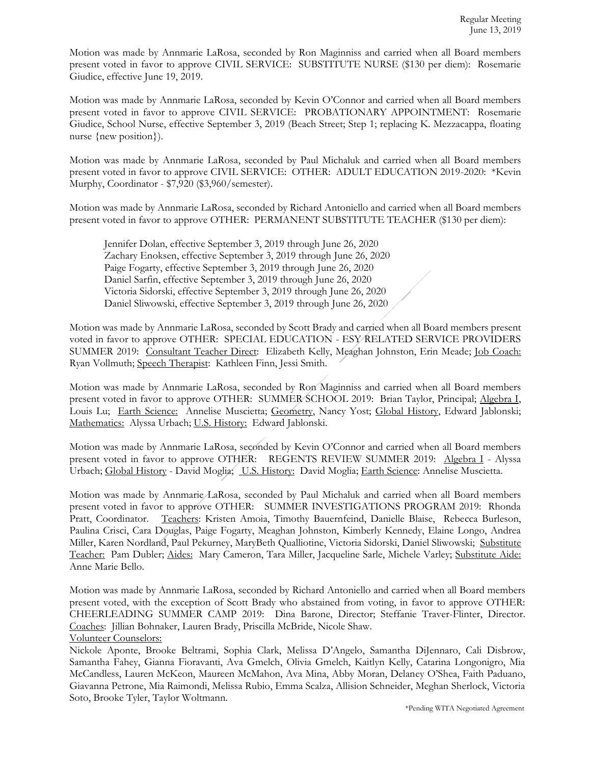Motion was made by Annmarie LaRosa, seconded by Ron Maginniss and carried when all Board members present voted in favor to approve CIVIL SERVICE: SUBSTITUTE NURSE ($130 per diem): Rosemarie Giudice, effective June 19, 2019.

Motion was made by Annmarie LaRosa, seconded by Kevin O'Connor and carried when all Board members present voted in favor to approve CIVIL SERVICE: PROBATIONARY APPOINTMENT: Rosemarie Giudice, School Nurse, effective September 3, 2019 (Beach Street; Step 1; replacing K. Mezzacappa, floating nurse {new position}).

Motion was made by Annmarie LaRosa, seconded by Paul Michaluk and carried when all Board members present voted in favor to approve CIVIL SERVICE: OTHER: ADULT EDUCATION 2019-2020: *Kevin Murphy, Coordinator - $7,920 ($3,960/semester).

Motion was made by Annmarie LaRosa, seconded by Richard Antoniello and carried when all Board members present voted in favor to approve OTHER: PERMANENT SUBSTITUTE TEACHER ($130 per diem):

Jennifer Dolan, effective September 3, 2019 through June 26, 2020
Zachary Enoksen, effective September 3, 2019 through June 26, 2020
Paige Fogarty, effective September 3, 2019 through June 26, 2020
Daniel Sarfin, effective September 3, 2019 through June 26, 2020
Victoria Sidorski, effective September 3, 2019 through June 26, 2020
Daniel Sliwowski, effective September 3, 2019 through June 26, 2020

Motion was made by Annmarie LaRosa, seconded by Scott Brady and carried when all Board members present voted in favor to approve OTHER: SPECIAL EDUCATION - ESY RELATED SERVICE PROVIDERS SUMMER 2019: Consultant Teacher Direct: Elizabeth Kelly, Meaghan Johnston, Erin Meade; Job Coach: Ryan Vollmuth; Speech Therapist: Kathleen Finn, Jessi Smith.

Motion was made by Annmarie LaRosa, seconded by Ron Maginniss and carried when all Board members present voted in favor to approve OTHER: SUMMER SCHOOL 2019: Brian Taylor, Principal; Algebra I, Louis Lu; Earth Science: Annelise Muscietta; Geometry, Nancy Yost; Global History, Edward Jablonski; Mathematics: Alyssa Urbach; U.S. History: Edward Jablonski.

Motion was made by Annmarie LaRosa, seconded by Kevin O'Connor and carried when all Board members present voted in favor to approve OTHER: REGENTS REVIEW SUMMER 2019: Algebra I - Alyssa Urbach; Global History - David Moglia; U.S. History: David Moglia; Earth Science: Annelise Muscietta.

Motion was made by Annmarie LaRosa, seconded by Paul Michaluk and carried when all Board members present voted in favor to approve OTHER: SUMMER INVESTIGATIONS PROGRAM 2019: Rhonda Pratt, Coordinator. Teachers: Kristen Amoia, Timothy Bauernfeind, Danielle Blaise, Rebecca Burleson, Paulina Crisci, Cara Douglas, Paige Fogarty, Meaghan Johnston, Kimberly Kennedy, Elaine Longo, Andrea Miller, Karen Nordland, Paul Pekurney, MaryBeth Qualliotine, Victoria Sidorski, Daniel Sliwowski; Substitute Teacher: Pam Dubler; Aides: Mary Cameron, Tara Miller, Jacqueline Sarle, Michele Varley; Substitute Aide: Anne Marie Bello.

Motion was made by Annmarie LaRosa, seconded by Richard Antoniello and carried when all Board members present voted, with the exception of Scott Brady who abstained from voting, in favor to approve OTHER: CHEERLEADING SUMMER CAMP 2019: Dina Barone, Director; Steffanie Traver-Flinter, Director. Coaches: Jillian Bohnaker, Lauren Brady, Priscilla McBride, Nicole Shaw.

Volunteer Counselors:

Nickole Aponte, Brooke Beltrami, Sophia Clark, Melissa D'Angelo, Samantha DiJennaro, Cali Disbrow, Samantha Fahey, Gianna Fioravanti, Ava Gmelch, Olivia Gmelch, Kaitlyn Kelly, Catarina Longonigro, Mia McCandless, Lauren McKeon, Maureen McMahon, Ava Mina, Abby Moran, Delaney O'Shea, Faith Paduano, Giavanna Petrone, Mia Raimondi, Melissa Rubio, Emma Scalza, Allision Schneider, Meghan Sherlock, Victoria Soto, Brooke Tyler, Taylor Woltmann.

*Pending WITA Negotiated Agreement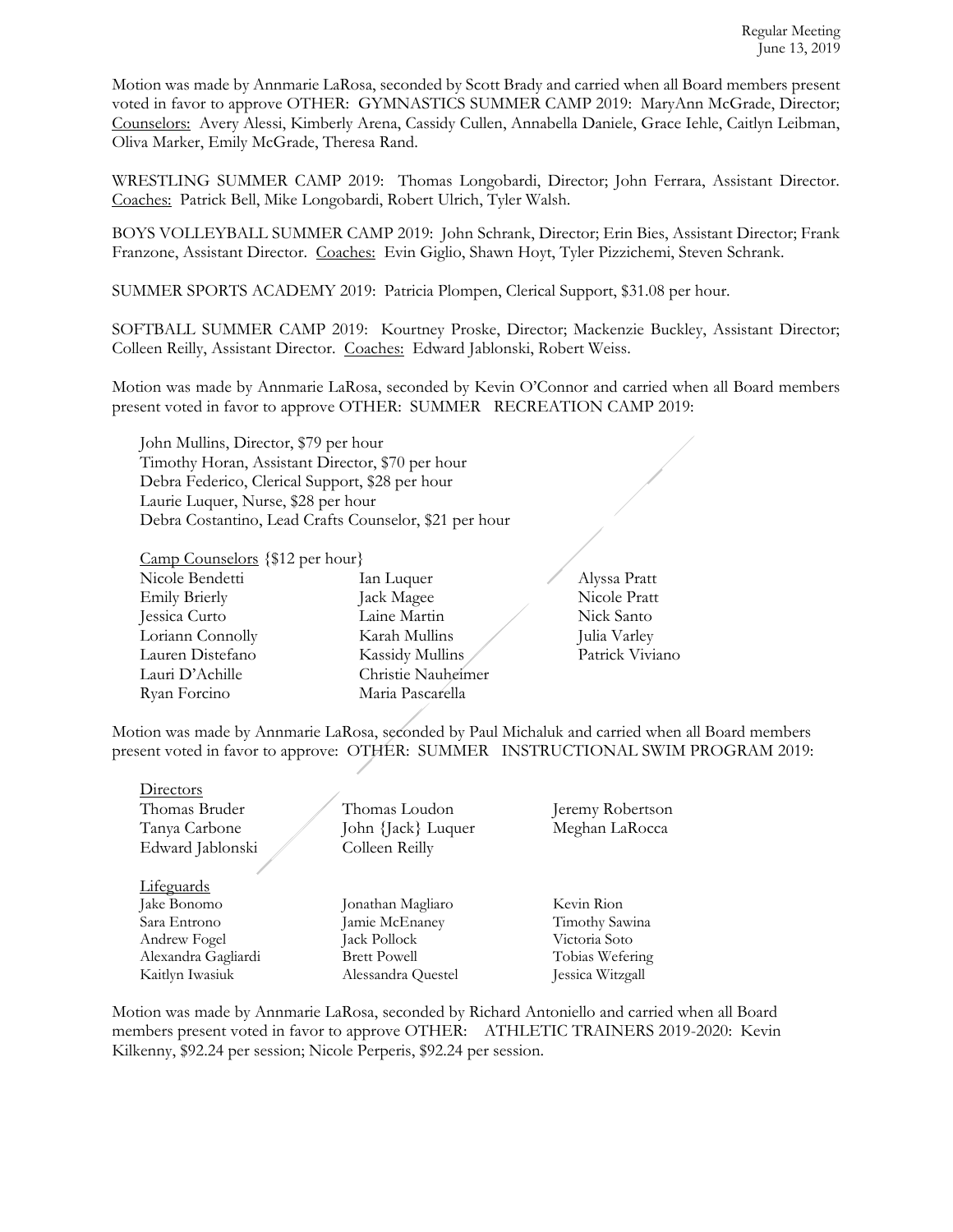Motion was made by Annmarie LaRosa, seconded by Scott Brady and carried when all Board members present voted in favor to approve OTHER: GYMNASTICS SUMMER CAMP 2019: MaryAnn McGrade, Director; Counselors: Avery Alessi, Kimberly Arena, Cassidy Cullen, Annabella Daniele, Grace Iehle, Caitlyn Leibman, Oliva Marker, Emily McGrade, Theresa Rand.

WRESTLING SUMMER CAMP 2019: Thomas Longobardi, Director; John Ferrara, Assistant Director. Coaches: Patrick Bell, Mike Longobardi, Robert Ulrich, Tyler Walsh.

BOYS VOLLEYBALL SUMMER CAMP 2019: John Schrank, Director; Erin Bies, Assistant Director; Frank Franzone, Assistant Director. Coaches: Evin Giglio, Shawn Hoyt, Tyler Pizzichemi, Steven Schrank.

SUMMER SPORTS ACADEMY 2019: Patricia Plompen, Clerical Support, $31.08 per hour.

SOFTBALL SUMMER CAMP 2019: Kourtney Proske, Director; Mackenzie Buckley, Assistant Director; Colleen Reilly, Assistant Director. Coaches: Edward Jablonski, Robert Weiss.

Motion was made by Annmarie LaRosa, seconded by Kevin O'Connor and carried when all Board members present voted in favor to approve OTHER: SUMMER RECREATION CAMP 2019:

John Mullins, Director, $79 per hour
Timothy Horan, Assistant Director, $70 per hour
Debra Federico, Clerical Support, $28 per hour
Laurie Luquer, Nurse, $28 per hour
Debra Costantino, Lead Crafts Counselor, $21 per hour

Camp Counselors {$12 per hour}

| | | |
|---|---|---|
| Nicole Bendetti | Ian Luquer | Alyssa Pratt |
| Emily Brierly | Jack Magee | Nicole Pratt |
| Jessica Curto | Laine Martin | Nick Santo |
| Loriann Connolly | Karah Mullins | Julia Varley |
| Lauren Distefano | Kassidy Mullins | Patrick Viviano |
| Lauri D'Achille | Christie Nauheimer | |
| Ryan Forcino | Maria Pascarella | |

Motion was made by Annmarie LaRosa, seconded by Paul Michaluk and carried when all Board members present voted in favor to approve: OTHER: SUMMER INSTRUCTIONAL SWIM PROGRAM 2019:

Directors

| | | |
|---|---|---|
| Thomas Bruder | Thomas Loudon | Jeremy Robertson |
| Tanya Carbone | John {Jack} Luquer | Meghan LaRocca |
| Edward Jablonski | Colleen Reilly | |

Lifeguards

| | | |
|---|---|---|
| Jake Bonomo | Jonathan Magliaro | Kevin Rion |
| Sara Entrono | Jamie McEnaney | Timothy Sawina |
| Andrew Fogel | Jack Pollock | Victoria Soto |
| Alexandra Gagliardi | Brett Powell | Tobias Wefering |
| Kaitlyn Iwasiuk | Alessandra Questel | Jessica Witzgall |

Motion was made by Annmarie LaRosa, seconded by Richard Antoniello and carried when all Board members present voted in favor to approve OTHER: ATHLETIC TRAINERS 2019-2020: Kevin Kilkenny, $92.24 per session; Nicole Perperis, $92.24 per session.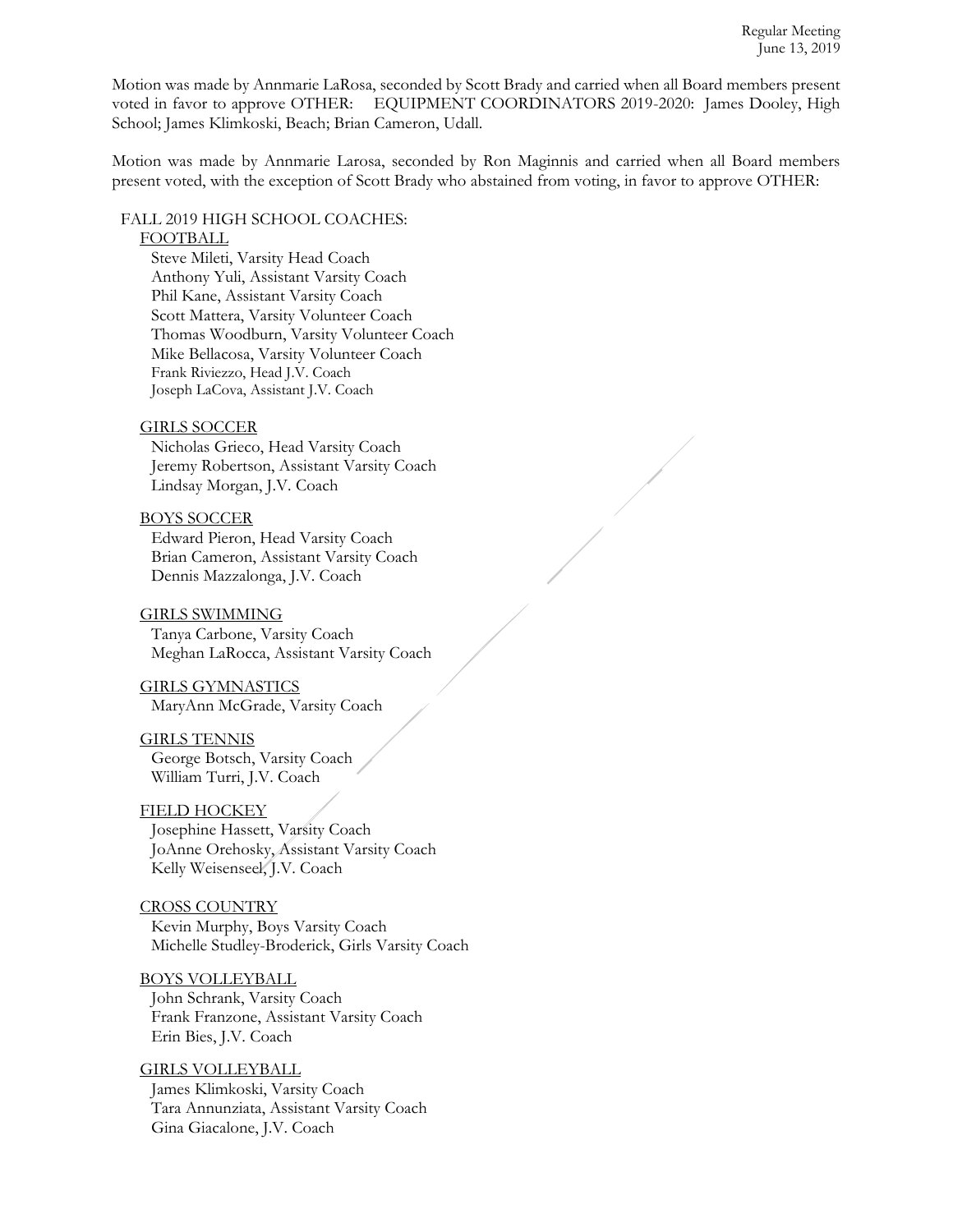Motion was made by Annmarie LaRosa, seconded by Scott Brady and carried when all Board members present voted in favor to approve OTHER: EQUIPMENT COORDINATORS 2019-2020: James Dooley, High School; James Klimkoski, Beach; Brian Cameron, Udall.

Motion was made by Annmarie Larosa, seconded by Ron Maginnis and carried when all Board members present voted, with the exception of Scott Brady who abstained from voting, in favor to approve OTHER:

FALL 2019 HIGH SCHOOL COACHES:

FOOTBALL
- Steve Mileti, Varsity Head Coach
- Anthony Yuli, Assistant Varsity Coach
- Phil Kane, Assistant Varsity Coach
- Scott Mattera, Varsity Volunteer Coach
- Thomas Woodburn, Varsity Volunteer Coach
- Mike Bellacosa, Varsity Volunteer Coach
- Frank Riviezzo, Head J.V. Coach
- Joseph LaCova, Assistant J.V. Coach

GIRLS SOCCER
- Nicholas Grieco, Head Varsity Coach
- Jeremy Robertson, Assistant Varsity Coach
- Lindsay Morgan, J.V. Coach

BOYS SOCCER
- Edward Pieron, Head Varsity Coach
- Brian Cameron, Assistant Varsity Coach
- Dennis Mazzalonga, J.V. Coach

GIRLS SWIMMING
- Tanya Carbone, Varsity Coach
- Meghan LaRocca, Assistant Varsity Coach

GIRLS GYMNASTICS
- MaryAnn McGrade, Varsity Coach

GIRLS TENNIS
- George Botsch, Varsity Coach
- William Turri, J.V. Coach

FIELD HOCKEY
- Josephine Hassett, Varsity Coach
- JoAnne Orehosky, Assistant Varsity Coach
- Kelly Weisenseel, J.V. Coach

CROSS COUNTRY
- Kevin Murphy, Boys Varsity Coach
- Michelle Studley-Broderick, Girls Varsity Coach

BOYS VOLLEYBALL
- John Schrank, Varsity Coach
- Frank Franzone, Assistant Varsity Coach
- Erin Bies, J.V. Coach

GIRLS VOLLEYBALL
- James Klimkoski, Varsity Coach
- Tara Annunziata, Assistant Varsity Coach
- Gina Giacalone, J.V. Coach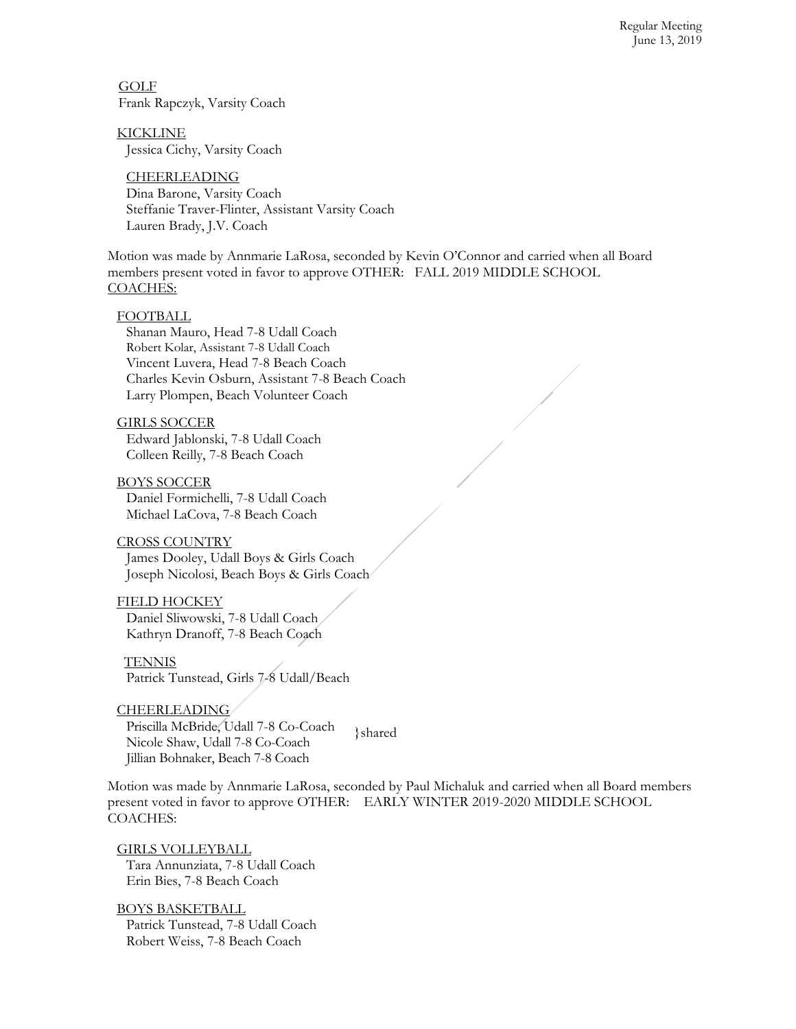GOLF
Frank Rapczyk, Varsity Coach

KICKLINE
Jessica Cichy, Varsity Coach

CHEERLEADING
Dina Barone, Varsity Coach
Steffanie Traver-Flinter, Assistant Varsity Coach
Lauren Brady, J.V. Coach

Motion was made by Annmarie LaRosa, seconded by Kevin O'Connor and carried when all Board members present voted in favor to approve OTHER: FALL 2019 MIDDLE SCHOOL COACHES:

FOOTBALL
Shanan Mauro, Head 7-8 Udall Coach
Robert Kolar, Assistant 7-8 Udall Coach
Vincent Luvera, Head 7-8 Beach Coach
Charles Kevin Osburn, Assistant 7-8 Beach Coach
Larry Plompen, Beach Volunteer Coach

GIRLS SOCCER
Edward Jablonski, 7-8 Udall Coach
Colleen Reilly, 7-8 Beach Coach

BOYS SOCCER
Daniel Formichelli, 7-8 Udall Coach
Michael LaCova, 7-8 Beach Coach

CROSS COUNTRY
James Dooley, Udall Boys & Girls Coach
Joseph Nicolosi, Beach Boys & Girls Coach

FIELD HOCKEY
Daniel Sliwowski, 7-8 Udall Coach
Kathryn Dranoff, 7-8 Beach Coach

TENNIS
Patrick Tunstead, Girls 7-8 Udall/Beach

CHEERLEADING
Priscilla McBride, Udall 7-8 Co-Coach } shared
Nicole Shaw, Udall 7-8 Co-Coach } shared
Jillian Bohnaker, Beach 7-8 Coach

Motion was made by Annmarie LaRosa, seconded by Paul Michaluk and carried when all Board members present voted in favor to approve OTHER: EARLY WINTER 2019-2020 MIDDLE SCHOOL COACHES:

GIRLS VOLLEYBALL
Tara Annunziata, 7-8 Udall Coach
Erin Bies, 7-8 Beach Coach

BOYS BASKETBALL
Patrick Tunstead, 7-8 Udall Coach
Robert Weiss, 7-8 Beach Coach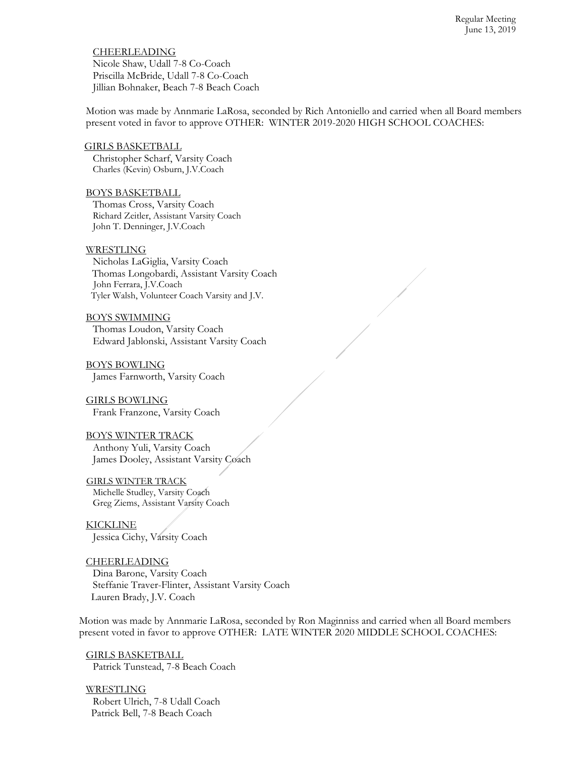CHEERLEADING
Nicole Shaw, Udall 7-8 Co-Coach
Priscilla McBride, Udall 7-8 Co-Coach
Jillian Bohnaker, Beach 7-8 Beach Coach

Motion was made by Annmarie LaRosa, seconded by Rich Antoniello and carried when all Board members present voted in favor to approve OTHER: WINTER 2019-2020 HIGH SCHOOL COACHES:

GIRLS BASKETBALL
Christopher Scharf, Varsity Coach
Charles (Kevin) Osburn, J.V.Coach

BOYS BASKETBALL
Thomas Cross, Varsity Coach
Richard Zeitler, Assistant Varsity Coach
John T. Denninger, J.V.Coach

WRESTLING
Nicholas LaGiglia, Varsity Coach
Thomas Longobardi, Assistant Varsity Coach
John Ferrara, J.V.Coach
Tyler Walsh, Volunteer Coach Varsity and J.V.

BOYS SWIMMING
Thomas Loudon, Varsity Coach
Edward Jablonski, Assistant Varsity Coach

BOYS BOWLING
James Farnworth, Varsity Coach

GIRLS BOWLING
Frank Franzone, Varsity Coach

BOYS WINTER TRACK
Anthony Yuli, Varsity Coach
James Dooley, Assistant Varsity Coach

GIRLS WINTER TRACK
Michelle Studley, Varsity Coach
Greg Ziems, Assistant Varsity Coach

KICKLINE
Jessica Cichy, Varsity Coach

CHEERLEADING
Dina Barone, Varsity Coach
Steffanie Traver-Flinter, Assistant Varsity Coach
Lauren Brady, J.V. Coach

Motion was made by Annmarie LaRosa, seconded by Ron Maginniss and carried when all Board members present voted in favor to approve OTHER: LATE WINTER 2020 MIDDLE SCHOOL COACHES:

GIRLS BASKETBALL
Patrick Tunstead, 7-8 Beach Coach

WRESTLING
Robert Ulrich, 7-8 Udall Coach
Patrick Bell, 7-8 Beach Coach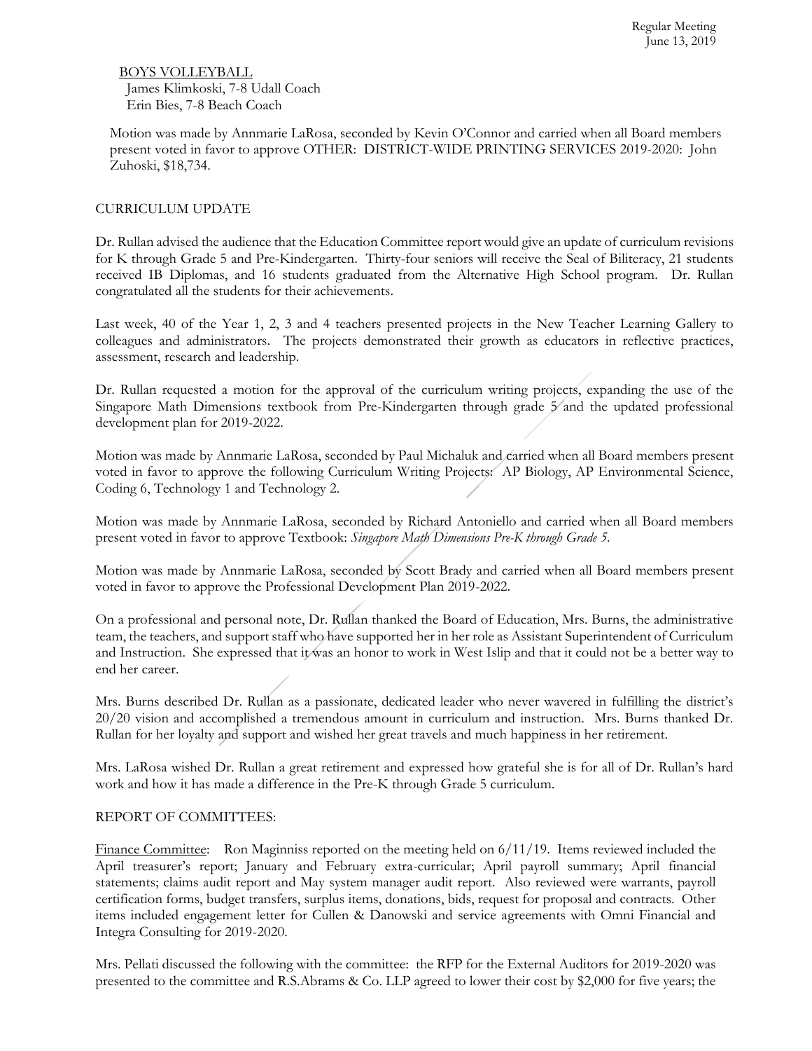BOYS VOLLEYBALL
James Klimkoski, 7-8 Udall Coach
Erin Bies, 7-8 Beach Coach

Motion was made by Annmarie LaRosa, seconded by Kevin O'Connor and carried when all Board members present voted in favor to approve OTHER: DISTRICT-WIDE PRINTING SERVICES 2019-2020: John Zuhoski, $18,734.

CURRICULUM UPDATE

Dr. Rullan advised the audience that the Education Committee report would give an update of curriculum revisions for K through Grade 5 and Pre-Kindergarten. Thirty-four seniors will receive the Seal of Biliteracy, 21 students received IB Diplomas, and 16 students graduated from the Alternative High School program. Dr. Rullan congratulated all the students for their achievements.

Last week, 40 of the Year 1, 2, 3 and 4 teachers presented projects in the New Teacher Learning Gallery to colleagues and administrators. The projects demonstrated their growth as educators in reflective practices, assessment, research and leadership.

Dr. Rullan requested a motion for the approval of the curriculum writing projects, expanding the use of the Singapore Math Dimensions textbook from Pre-Kindergarten through grade 5 and the updated professional development plan for 2019-2022.

Motion was made by Annmarie LaRosa, seconded by Paul Michaluk and carried when all Board members present voted in favor to approve the following Curriculum Writing Projects: AP Biology, AP Environmental Science, Coding 6, Technology 1 and Technology 2.

Motion was made by Annmarie LaRosa, seconded by Richard Antoniello and carried when all Board members present voted in favor to approve Textbook: *Singapore Math Dimensions Pre-K through Grade 5*.

Motion was made by Annmarie LaRosa, seconded by Scott Brady and carried when all Board members present voted in favor to approve the Professional Development Plan 2019-2022.

On a professional and personal note, Dr. Rullan thanked the Board of Education, Mrs. Burns, the administrative team, the teachers, and support staff who have supported her in her role as Assistant Superintendent of Curriculum and Instruction. She expressed that it was an honor to work in West Islip and that it could not be a better way to end her career.

Mrs. Burns described Dr. Rullan as a passionate, dedicated leader who never wavered in fulfilling the district's 20/20 vision and accomplished a tremendous amount in curriculum and instruction. Mrs. Burns thanked Dr. Rullan for her loyalty and support and wished her great travels and much happiness in her retirement.

Mrs. LaRosa wished Dr. Rullan a great retirement and expressed how grateful she is for all of Dr. Rullan's hard work and how it has made a difference in the Pre-K through Grade 5 curriculum.

REPORT OF COMMITTEES:

Finance Committee: Ron Maginniss reported on the meeting held on 6/11/19. Items reviewed included the April treasurer's report; January and February extra-curricular; April payroll summary; April financial statements; claims audit report and May system manager audit report. Also reviewed were warrants, payroll certification forms, budget transfers, surplus items, donations, bids, request for proposal and contracts. Other items included engagement letter for Cullen & Danowski and service agreements with Omni Financial and Integra Consulting for 2019-2020.

Mrs. Pellati discussed the following with the committee: the RFP for the External Auditors for 2019-2020 was presented to the committee and R.S.Abrams & Co. LLP agreed to lower their cost by $2,000 for five years; the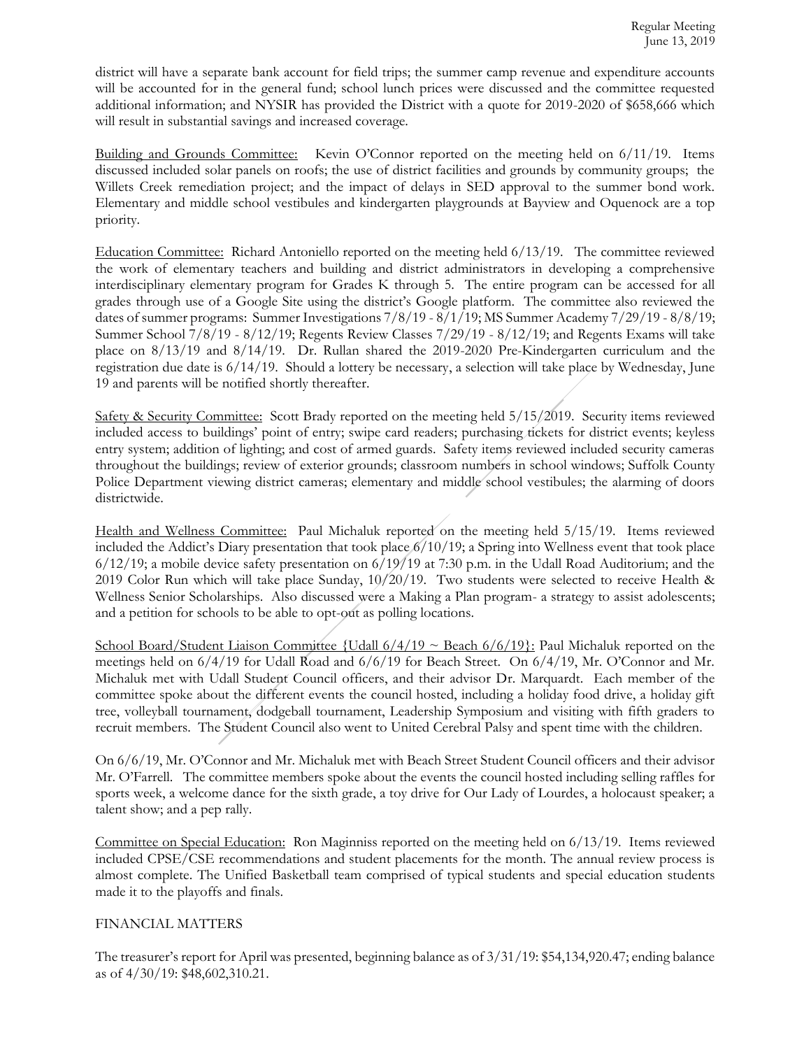district will have a separate bank account for field trips; the summer camp revenue and expenditure accounts will be accounted for in the general fund; school lunch prices were discussed and the committee requested additional information; and NYSIR has provided the District with a quote for 2019-2020 of $658,666 which will result in substantial savings and increased coverage.

Building and Grounds Committee: Kevin O'Connor reported on the meeting held on 6/11/19. Items discussed included solar panels on roofs; the use of district facilities and grounds by community groups; the Willets Creek remediation project; and the impact of delays in SED approval to the summer bond work. Elementary and middle school vestibules and kindergarten playgrounds at Bayview and Oquenock are a top priority.

Education Committee: Richard Antoniello reported on the meeting held 6/13/19. The committee reviewed the work of elementary teachers and building and district administrators in developing a comprehensive interdisciplinary elementary program for Grades K through 5. The entire program can be accessed for all grades through use of a Google Site using the district's Google platform. The committee also reviewed the dates of summer programs: Summer Investigations 7/8/19 - 8/1/19; MS Summer Academy 7/29/19 - 8/8/19; Summer School 7/8/19 - 8/12/19; Regents Review Classes 7/29/19 - 8/12/19; and Regents Exams will take place on 8/13/19 and 8/14/19. Dr. Rullan shared the 2019-2020 Pre-Kindergarten curriculum and the registration due date is 6/14/19. Should a lottery be necessary, a selection will take place by Wednesday, June 19 and parents will be notified shortly thereafter.

Safety & Security Committee: Scott Brady reported on the meeting held 5/15/2019. Security items reviewed included access to buildings' point of entry; swipe card readers; purchasing tickets for district events; keyless entry system; addition of lighting; and cost of armed guards. Safety items reviewed included security cameras throughout the buildings; review of exterior grounds; classroom numbers in school windows; Suffolk County Police Department viewing district cameras; elementary and middle school vestibules; the alarming of doors districtwide.

Health and Wellness Committee: Paul Michaluk reported on the meeting held 5/15/19. Items reviewed included the Addict's Diary presentation that took place 6/10/19; a Spring into Wellness event that took place 6/12/19; a mobile device safety presentation on 6/19/19 at 7:30 p.m. in the Udall Road Auditorium; and the 2019 Color Run which will take place Sunday, 10/20/19. Two students were selected to receive Health & Wellness Senior Scholarships. Also discussed were a Making a Plan program- a strategy to assist adolescents; and a petition for schools to be able to opt-out as polling locations.

School Board/Student Liaison Committee {Udall 6/4/19 ~ Beach 6/6/19}: Paul Michaluk reported on the meetings held on 6/4/19 for Udall Road and 6/6/19 for Beach Street. On 6/4/19, Mr. O'Connor and Mr. Michaluk met with Udall Student Council officers, and their advisor Dr. Marquardt. Each member of the committee spoke about the different events the council hosted, including a holiday food drive, a holiday gift tree, volleyball tournament, dodgeball tournament, Leadership Symposium and visiting with fifth graders to recruit members. The Student Council also went to United Cerebral Palsy and spent time with the children.

On 6/6/19, Mr. O'Connor and Mr. Michaluk met with Beach Street Student Council officers and their advisor Mr. O'Farrell. The committee members spoke about the events the council hosted including selling raffles for sports week, a welcome dance for the sixth grade, a toy drive for Our Lady of Lourdes, a holocaust speaker; a talent show; and a pep rally.

Committee on Special Education: Ron Maginniss reported on the meeting held on 6/13/19. Items reviewed included CPSE/CSE recommendations and student placements for the month. The annual review process is almost complete. The Unified Basketball team comprised of typical students and special education students made it to the playoffs and finals.

FINANCIAL MATTERS

The treasurer's report for April was presented, beginning balance as of 3/31/19: $54,134,920.47; ending balance as of 4/30/19: $48,602,310.21.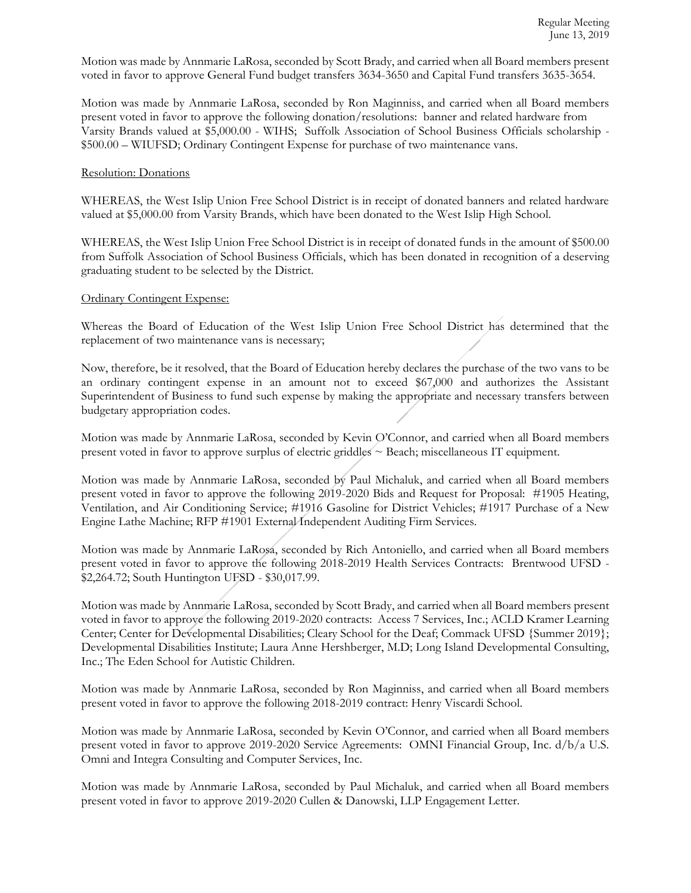Motion was made by Annmarie LaRosa, seconded by Scott Brady, and carried when all Board members present voted in favor to approve General Fund budget transfers 3634-3650 and Capital Fund transfers 3635-3654.

Motion was made by Annmarie LaRosa, seconded by Ron Maginniss, and carried when all Board members present voted in favor to approve the following donation/resolutions: banner and related hardware from Varsity Brands valued at $5,000.00 - WIHS; Suffolk Association of School Business Officials scholarship - $500.00 – WIUFSD; Ordinary Contingent Expense for purchase of two maintenance vans.

Resolution: Donations

WHEREAS, the West Islip Union Free School District is in receipt of donated banners and related hardware valued at $5,000.00 from Varsity Brands, which have been donated to the West Islip High School.

WHEREAS, the West Islip Union Free School District is in receipt of donated funds in the amount of $500.00 from Suffolk Association of School Business Officials, which has been donated in recognition of a deserving graduating student to be selected by the District.

Ordinary Contingent Expense:

Whereas the Board of Education of the West Islip Union Free School District has determined that the replacement of two maintenance vans is necessary;

Now, therefore, be it resolved, that the Board of Education hereby declares the purchase of the two vans to be an ordinary contingent expense in an amount not to exceed $67,000 and authorizes the Assistant Superintendent of Business to fund such expense by making the appropriate and necessary transfers between budgetary appropriation codes.

Motion was made by Annmarie LaRosa, seconded by Kevin O'Connor, and carried when all Board members present voted in favor to approve surplus of electric griddles ~ Beach; miscellaneous IT equipment.

Motion was made by Annmarie LaRosa, seconded by Paul Michaluk, and carried when all Board members present voted in favor to approve the following 2019-2020 Bids and Request for Proposal: #1905 Heating, Ventilation, and Air Conditioning Service; #1916 Gasoline for District Vehicles; #1917 Purchase of a New Engine Lathe Machine; RFP #1901 External Independent Auditing Firm Services.

Motion was made by Annmarie LaRosa, seconded by Rich Antoniello, and carried when all Board members present voted in favor to approve the following 2018-2019 Health Services Contracts: Brentwood UFSD - $2,264.72; South Huntington UFSD - $30,017.99.

Motion was made by Annmarie LaRosa, seconded by Scott Brady, and carried when all Board members present voted in favor to approve the following 2019-2020 contracts: Access 7 Services, Inc.; ACLD Kramer Learning Center; Center for Developmental Disabilities; Cleary School for the Deaf; Commack UFSD {Summer 2019}; Developmental Disabilities Institute; Laura Anne Hershberger, M.D; Long Island Developmental Consulting, Inc.; The Eden School for Autistic Children.

Motion was made by Annmarie LaRosa, seconded by Ron Maginniss, and carried when all Board members present voted in favor to approve the following 2018-2019 contract: Henry Viscardi School.

Motion was made by Annmarie LaRosa, seconded by Kevin O'Connor, and carried when all Board members present voted in favor to approve 2019-2020 Service Agreements: OMNI Financial Group, Inc. d/b/a U.S. Omni and Integra Consulting and Computer Services, Inc.

Motion was made by Annmarie LaRosa, seconded by Paul Michaluk, and carried when all Board members present voted in favor to approve 2019-2020 Cullen & Danowski, LLP Engagement Letter.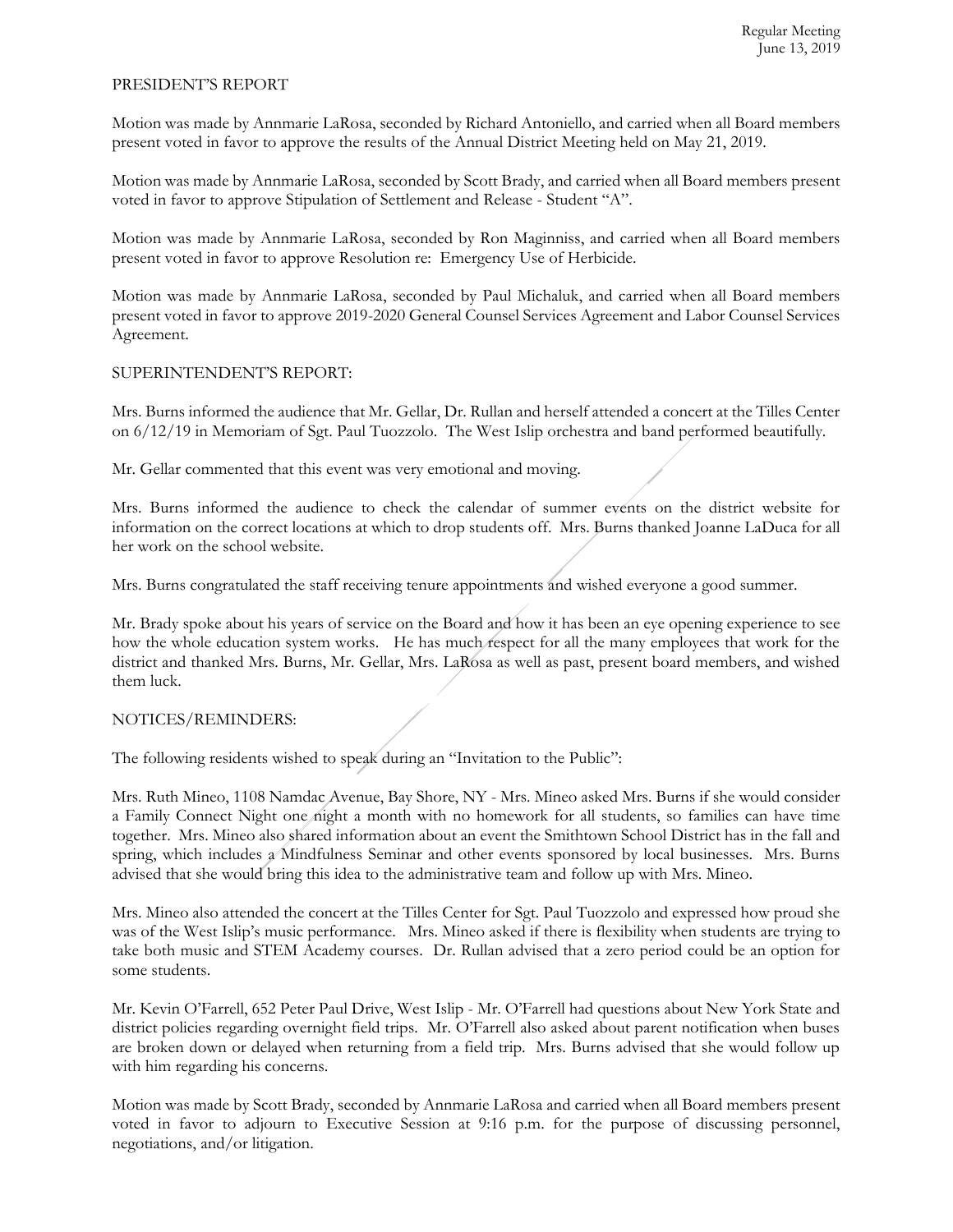## PRESIDENT'S REPORT

Motion was made by Annmarie LaRosa, seconded by Richard Antoniello, and carried when all Board members present voted in favor to approve the results of the Annual District Meeting held on May 21, 2019.

Motion was made by Annmarie LaRosa, seconded by Scott Brady, and carried when all Board members present voted in favor to approve Stipulation of Settlement and Release - Student "A".

Motion was made by Annmarie LaRosa, seconded by Ron Maginniss, and carried when all Board members present voted in favor to approve Resolution re: Emergency Use of Herbicide.

Motion was made by Annmarie LaRosa, seconded by Paul Michaluk, and carried when all Board members present voted in favor to approve 2019-2020 General Counsel Services Agreement and Labor Counsel Services Agreement.

## SUPERINTENDENT'S REPORT:

Mrs. Burns informed the audience that Mr. Gellar, Dr. Rullan and herself attended a concert at the Tilles Center on 6/12/19 in Memoriam of Sgt. Paul Tuozzolo. The West Islip orchestra and band performed beautifully.

Mr. Gellar commented that this event was very emotional and moving.

Mrs. Burns informed the audience to check the calendar of summer events on the district website for information on the correct locations at which to drop students off. Mrs. Burns thanked Joanne LaDuca for all her work on the school website.

Mrs. Burns congratulated the staff receiving tenure appointments and wished everyone a good summer.

Mr. Brady spoke about his years of service on the Board and how it has been an eye opening experience to see how the whole education system works. He has much respect for all the many employees that work for the district and thanked Mrs. Burns, Mr. Gellar, Mrs. LaRosa as well as past, present board members, and wished them luck.

## NOTICES/REMINDERS:

The following residents wished to speak during an "Invitation to the Public":

Mrs. Ruth Mineo, 1108 Namdac Avenue, Bay Shore, NY - Mrs. Mineo asked Mrs. Burns if she would consider a Family Connect Night one night a month with no homework for all students, so families can have time together. Mrs. Mineo also shared information about an event the Smithtown School District has in the fall and spring, which includes a Mindfulness Seminar and other events sponsored by local businesses. Mrs. Burns advised that she would bring this idea to the administrative team and follow up with Mrs. Mineo.

Mrs. Mineo also attended the concert at the Tilles Center for Sgt. Paul Tuozzolo and expressed how proud she was of the West Islip's music performance. Mrs. Mineo asked if there is flexibility when students are trying to take both music and STEM Academy courses. Dr. Rullan advised that a zero period could be an option for some students.

Mr. Kevin O'Farrell, 652 Peter Paul Drive, West Islip - Mr. O'Farrell had questions about New York State and district policies regarding overnight field trips. Mr. O'Farrell also asked about parent notification when buses are broken down or delayed when returning from a field trip. Mrs. Burns advised that she would follow up with him regarding his concerns.

Motion was made by Scott Brady, seconded by Annmarie LaRosa and carried when all Board members present voted in favor to adjourn to Executive Session at 9:16 p.m. for the purpose of discussing personnel, negotiations, and/or litigation.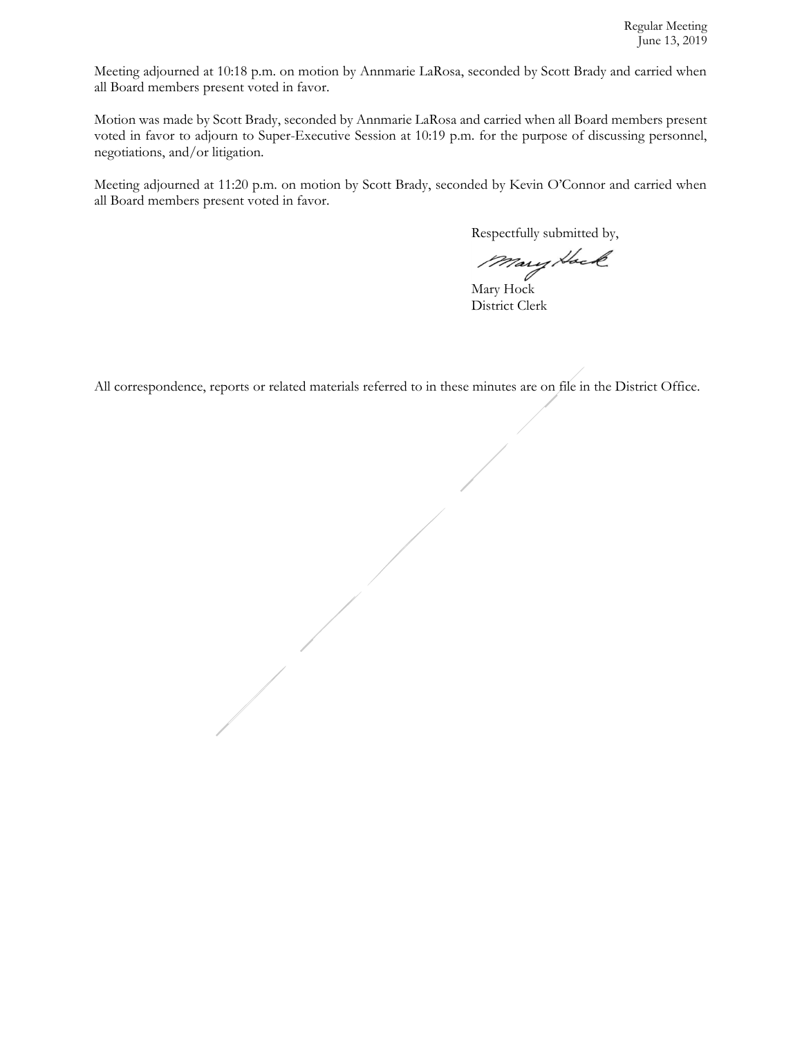Meeting adjourned at 10:18 p.m. on motion by Annmarie LaRosa, seconded by Scott Brady and carried when all Board members present voted in favor.

Motion was made by Scott Brady, seconded by Annmarie LaRosa and carried when all Board members present voted in favor to adjourn to Super-Executive Session at 10:19 p.m. for the purpose of discussing personnel, negotiations, and/or litigation.

Meeting adjourned at 11:20 p.m. on motion by Scott Brady, seconded by Kevin O'Connor and carried when all Board members present voted in favor.

Respectfully submitted by,

Mary Hock

Mary Hock
District Clerk

All correspondence, reports or related materials referred to in these minutes are on file in the District Office.